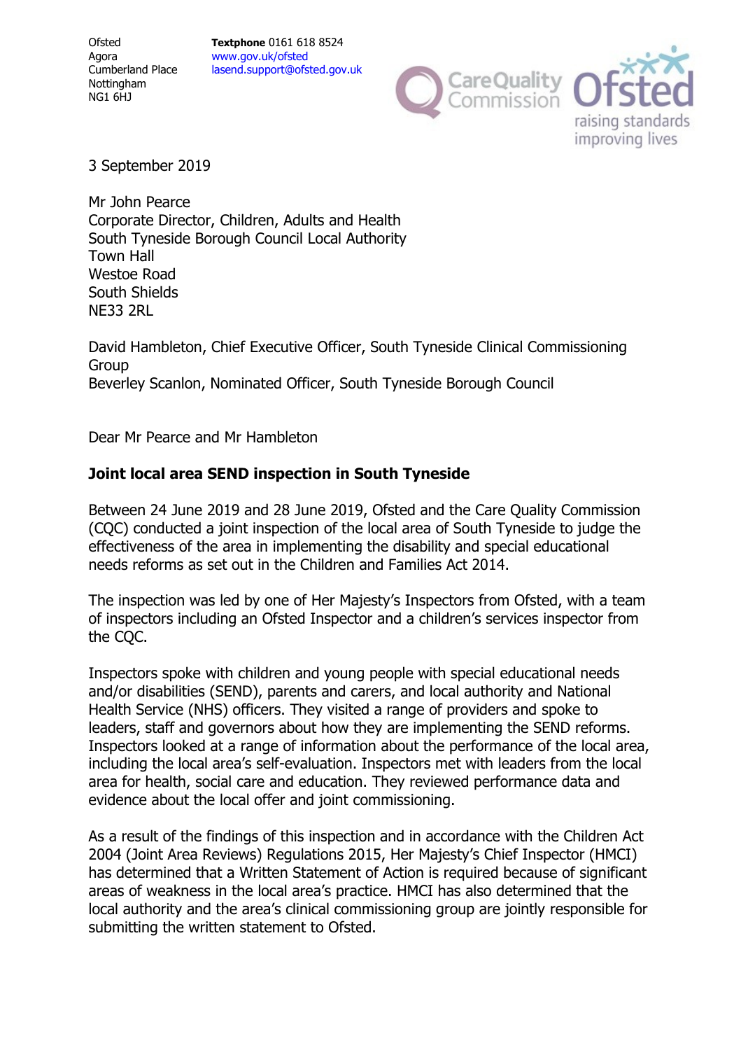Ofsted
Agora
Cumberland Place
Nottingham
NG1 6HJ

**Textphone** 0161 618 8524
www.gov.uk/ofsted
lasend.support@ofsted.gov.uk

3 September 2019

Mr John Pearce
Corporate Director, Children, Adults and Health
South Tyneside Borough Council Local Authority
Town Hall
Westoe Road
South Shields
NE33 2RL

David Hambleton, Chief Executive Officer, South Tyneside Clinical Commissioning Group
Beverley Scanlon, Nominated Officer, South Tyneside Borough Council

Dear Mr Pearce and Mr Hambleton

**Joint local area SEND inspection in South Tyneside**

Between 24 June 2019 and 28 June 2019, Ofsted and the Care Quality Commission (CQC) conducted a joint inspection of the local area of South Tyneside to judge the effectiveness of the area in implementing the disability and special educational needs reforms as set out in the Children and Families Act 2014.

The inspection was led by one of Her Majesty's Inspectors from Ofsted, with a team of inspectors including an Ofsted Inspector and a children's services inspector from the CQC.

Inspectors spoke with children and young people with special educational needs and/or disabilities (SEND), parents and carers, and local authority and National Health Service (NHS) officers. They visited a range of providers and spoke to leaders, staff and governors about how they are implementing the SEND reforms. Inspectors looked at a range of information about the performance of the local area, including the local area's self-evaluation. Inspectors met with leaders from the local area for health, social care and education. They reviewed performance data and evidence about the local offer and joint commissioning.

As a result of the findings of this inspection and in accordance with the Children Act 2004 (Joint Area Reviews) Regulations 2015, Her Majesty's Chief Inspector (HMCI) has determined that a Written Statement of Action is required because of significant areas of weakness in the local area's practice. HMCI has also determined that the local authority and the area's clinical commissioning group are jointly responsible for submitting the written statement to Ofsted.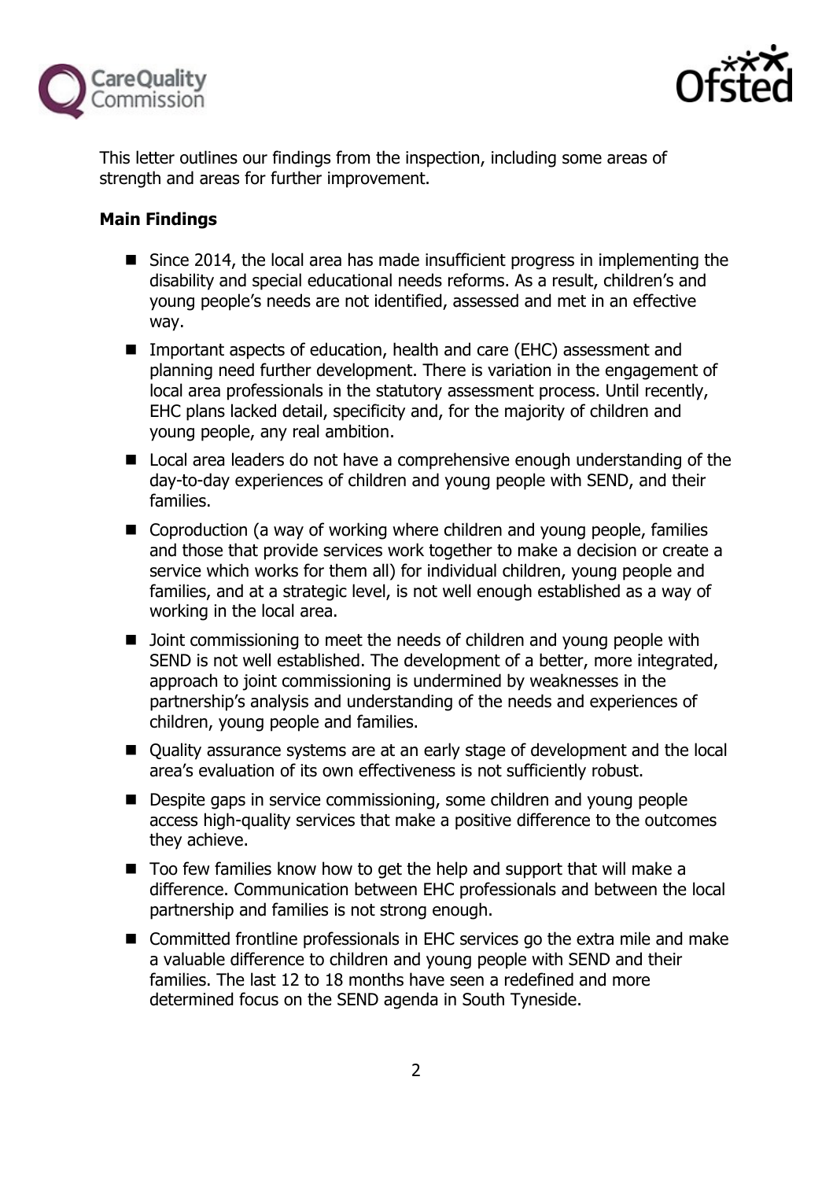This letter outlines our findings from the inspection, including some areas of strength and areas for further improvement.

**Main Findings**

- Since 2014, the local area has made insufficient progress in implementing the disability and special educational needs reforms. As a result, children's and young people's needs are not identified, assessed and met in an effective way.
- Important aspects of education, health and care (EHC) assessment and planning need further development. There is variation in the engagement of local area professionals in the statutory assessment process. Until recently, EHC plans lacked detail, specificity and, for the majority of children and young people, any real ambition.
- Local area leaders do not have a comprehensive enough understanding of the day-to-day experiences of children and young people with SEND, and their families.
- Coproduction (a way of working where children and young people, families and those that provide services work together to make a decision or create a service which works for them all) for individual children, young people and families, and at a strategic level, is not well enough established as a way of working in the local area.
- Joint commissioning to meet the needs of children and young people with SEND is not well established. The development of a better, more integrated, approach to joint commissioning is undermined by weaknesses in the partnership's analysis and understanding of the needs and experiences of children, young people and families.
- Quality assurance systems are at an early stage of development and the local area's evaluation of its own effectiveness is not sufficiently robust.
- Despite gaps in service commissioning, some children and young people access high-quality services that make a positive difference to the outcomes they achieve.
- Too few families know how to get the help and support that will make a difference. Communication between EHC professionals and between the local partnership and families is not strong enough.
- Committed frontline professionals in EHC services go the extra mile and make a valuable difference to children and young people with SEND and their families. The last 12 to 18 months have seen a redefined and more determined focus on the SEND agenda in South Tyneside.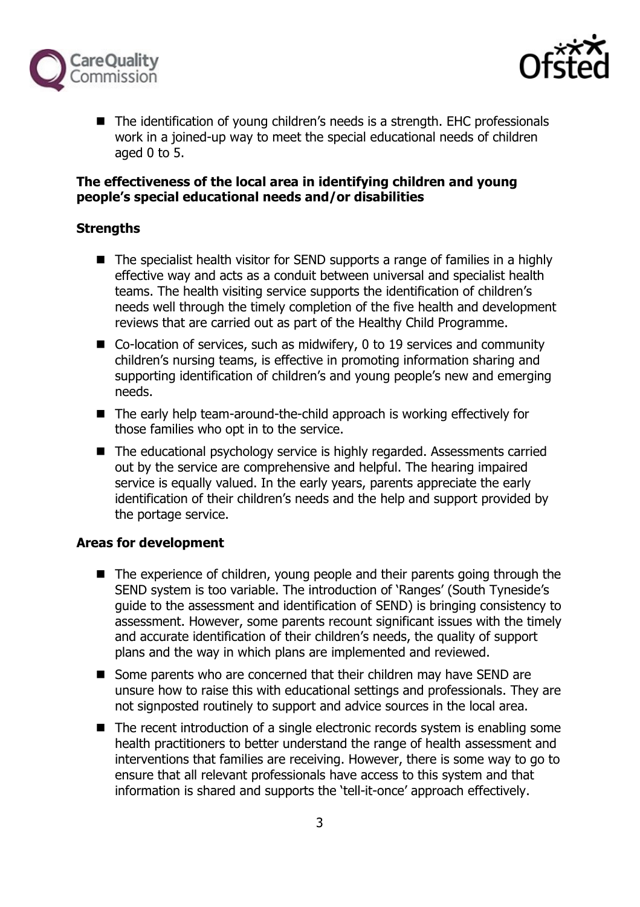- The identification of young children's needs is a strength. EHC professionals work in a joined-up way to meet the special educational needs of children aged 0 to 5.

**The effectiveness of the local area in identifying children and young people's special educational needs and/or disabilities**

**Strengths**

- The specialist health visitor for SEND supports a range of families in a highly effective way and acts as a conduit between universal and specialist health teams. The health visiting service supports the identification of children's needs well through the timely completion of the five health and development reviews that are carried out as part of the Healthy Child Programme.
- Co-location of services, such as midwifery, 0 to 19 services and community children's nursing teams, is effective in promoting information sharing and supporting identification of children's and young people's new and emerging needs.
- The early help team-around-the-child approach is working effectively for those families who opt in to the service.
- The educational psychology service is highly regarded. Assessments carried out by the service are comprehensive and helpful. The hearing impaired service is equally valued. In the early years, parents appreciate the early identification of their children's needs and the help and support provided by the portage service.

**Areas for development**

- The experience of children, young people and their parents going through the SEND system is too variable. The introduction of 'Ranges' (South Tyneside's guide to the assessment and identification of SEND) is bringing consistency to assessment. However, some parents recount significant issues with the timely and accurate identification of their children's needs, the quality of support plans and the way in which plans are implemented and reviewed.
- Some parents who are concerned that their children may have SEND are unsure how to raise this with educational settings and professionals. They are not signposted routinely to support and advice sources in the local area.
- The recent introduction of a single electronic records system is enabling some health practitioners to better understand the range of health assessment and interventions that families are receiving. However, there is some way to go to ensure that all relevant professionals have access to this system and that information is shared and supports the 'tell-it-once' approach effectively.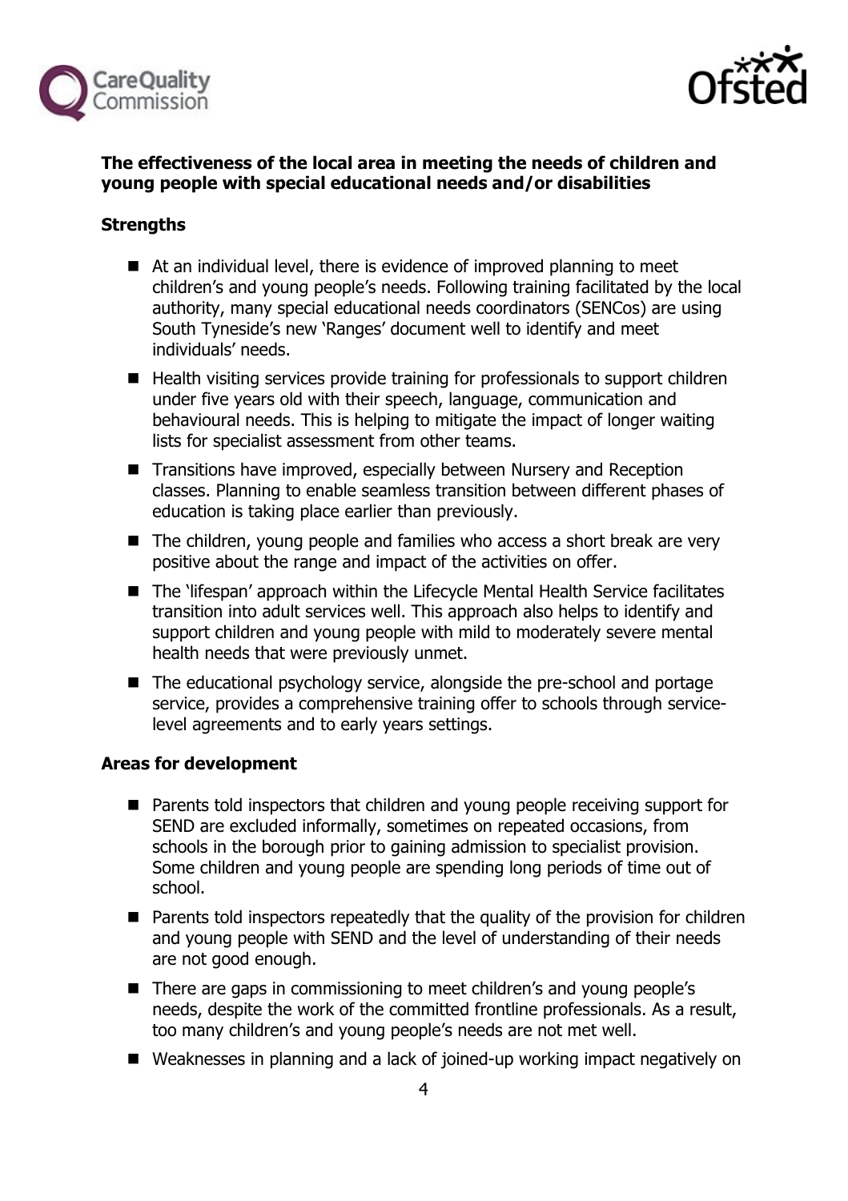**The effectiveness of the local area in meeting the needs of children and young people with special educational needs and/or disabilities**

**Strengths**

- At an individual level, there is evidence of improved planning to meet children's and young people's needs. Following training facilitated by the local authority, many special educational needs coordinators (SENCos) are using South Tyneside's new 'Ranges' document well to identify and meet individuals' needs.
- Health visiting services provide training for professionals to support children under five years old with their speech, language, communication and behavioural needs. This is helping to mitigate the impact of longer waiting lists for specialist assessment from other teams.
- Transitions have improved, especially between Nursery and Reception classes. Planning to enable seamless transition between different phases of education is taking place earlier than previously.
- The children, young people and families who access a short break are very positive about the range and impact of the activities on offer.
- The 'lifespan' approach within the Lifecycle Mental Health Service facilitates transition into adult services well. This approach also helps to identify and support children and young people with mild to moderately severe mental health needs that were previously unmet.
- The educational psychology service, alongside the pre-school and portage service, provides a comprehensive training offer to schools through service-level agreements and to early years settings.

**Areas for development**

- Parents told inspectors that children and young people receiving support for SEND are excluded informally, sometimes on repeated occasions, from schools in the borough prior to gaining admission to specialist provision. Some children and young people are spending long periods of time out of school.
- Parents told inspectors repeatedly that the quality of the provision for children and young people with SEND and the level of understanding of their needs are not good enough.
- There are gaps in commissioning to meet children's and young people's needs, despite the work of the committed frontline professionals. As a result, too many children's and young people's needs are not met well.
- Weaknesses in planning and a lack of joined-up working impact negatively on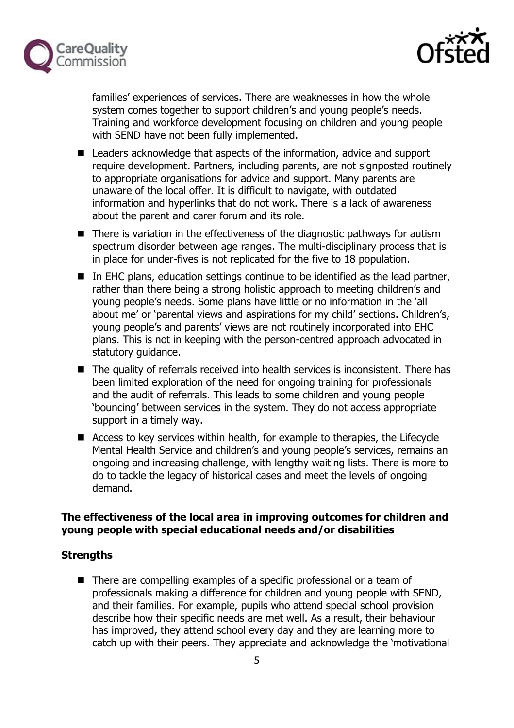families' experiences of services. There are weaknesses in how the whole system comes together to support children's and young people's needs. Training and workforce development focusing on children and young people with SEND have not been fully implemented.

- Leaders acknowledge that aspects of the information, advice and support require development. Partners, including parents, are not signposted routinely to appropriate organisations for advice and support. Many parents are unaware of the local offer. It is difficult to navigate, with outdated information and hyperlinks that do not work. There is a lack of awareness about the parent and carer forum and its role.
- There is variation in the effectiveness of the diagnostic pathways for autism spectrum disorder between age ranges. The multi-disciplinary process that is in place for under-fives is not replicated for the five to 18 population.
- In EHC plans, education settings continue to be identified as the lead partner, rather than there being a strong holistic approach to meeting children's and young people's needs. Some plans have little or no information in the 'all about me' or 'parental views and aspirations for my child' sections. Children's, young people's and parents' views are not routinely incorporated into EHC plans. This is not in keeping with the person-centred approach advocated in statutory guidance.
- The quality of referrals received into health services is inconsistent. There has been limited exploration of the need for ongoing training for professionals and the audit of referrals. This leads to some children and young people 'bouncing' between services in the system. They do not access appropriate support in a timely way.
- Access to key services within health, for example to therapies, the Lifecycle Mental Health Service and children's and young people's services, remains an ongoing and increasing challenge, with lengthy waiting lists. There is more to do to tackle the legacy of historical cases and meet the levels of ongoing demand.

**The effectiveness of the local area in improving outcomes for children and young people with special educational needs and/or disabilities**

**Strengths**

- There are compelling examples of a specific professional or a team of professionals making a difference for children and young people with SEND, and their families. For example, pupils who attend special school provision describe how their specific needs are met well. As a result, their behaviour has improved, they attend school every day and they are learning more to catch up with their peers. They appreciate and acknowledge the 'motivational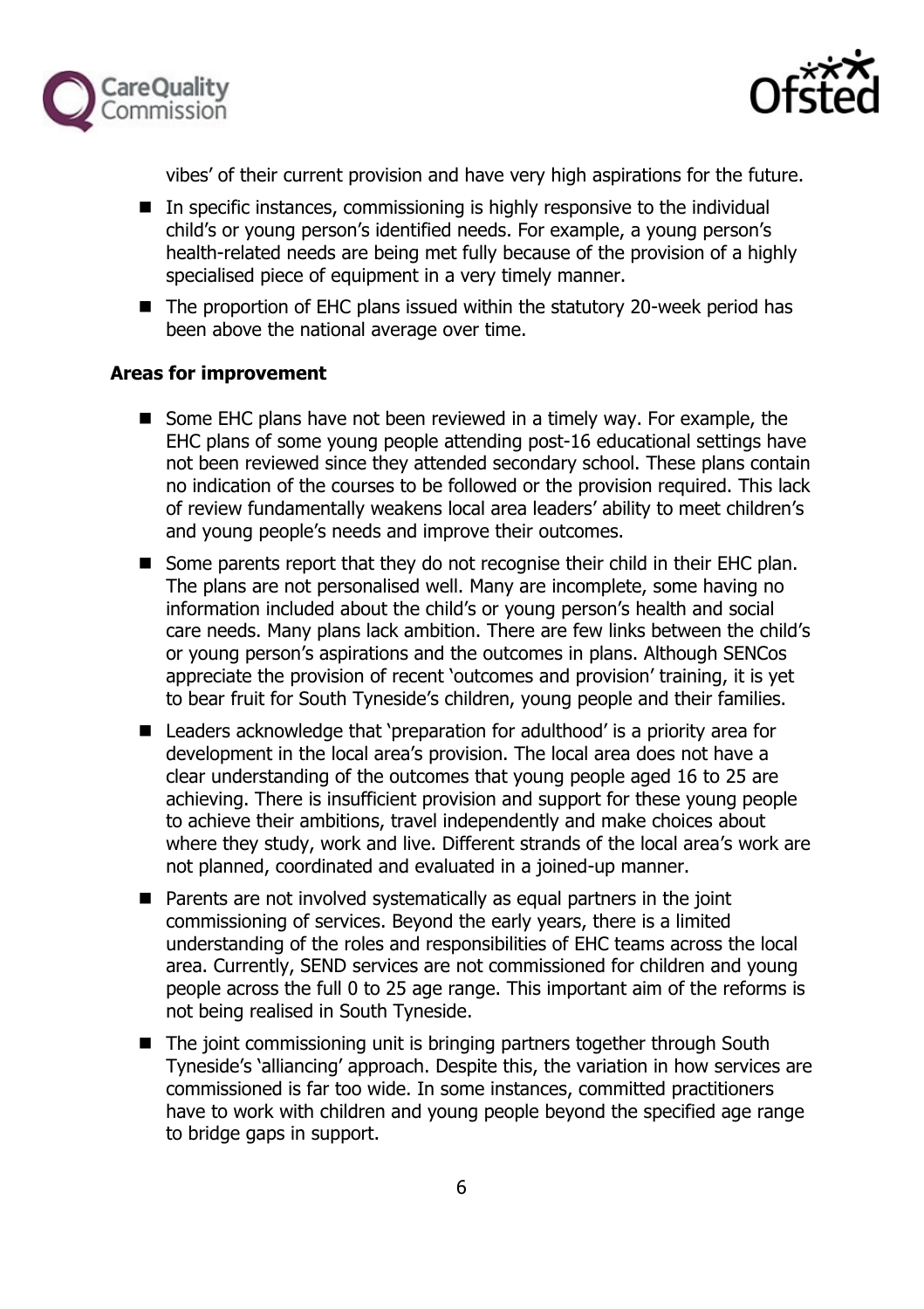vibes' of their current provision and have very high aspirations for the future.

- In specific instances, commissioning is highly responsive to the individual child's or young person's identified needs. For example, a young person's health-related needs are being met fully because of the provision of a highly specialised piece of equipment in a very timely manner.
- The proportion of EHC plans issued within the statutory 20-week period has been above the national average over time.

**Areas for improvement**

- Some EHC plans have not been reviewed in a timely way. For example, the EHC plans of some young people attending post-16 educational settings have not been reviewed since they attended secondary school. These plans contain no indication of the courses to be followed or the provision required. This lack of review fundamentally weakens local area leaders' ability to meet children's and young people's needs and improve their outcomes.
- Some parents report that they do not recognise their child in their EHC plan. The plans are not personalised well. Many are incomplete, some having no information included about the child's or young person's health and social care needs. Many plans lack ambition. There are few links between the child's or young person's aspirations and the outcomes in plans. Although SENCos appreciate the provision of recent 'outcomes and provision' training, it is yet to bear fruit for South Tyneside's children, young people and their families.
- Leaders acknowledge that 'preparation for adulthood' is a priority area for development in the local area's provision. The local area does not have a clear understanding of the outcomes that young people aged 16 to 25 are achieving. There is insufficient provision and support for these young people to achieve their ambitions, travel independently and make choices about where they study, work and live. Different strands of the local area's work are not planned, coordinated and evaluated in a joined-up manner.
- Parents are not involved systematically as equal partners in the joint commissioning of services. Beyond the early years, there is a limited understanding of the roles and responsibilities of EHC teams across the local area. Currently, SEND services are not commissioned for children and young people across the full 0 to 25 age range. This important aim of the reforms is not being realised in South Tyneside.
- The joint commissioning unit is bringing partners together through South Tyneside's 'alliancing' approach. Despite this, the variation in how services are commissioned is far too wide. In some instances, committed practitioners have to work with children and young people beyond the specified age range to bridge gaps in support.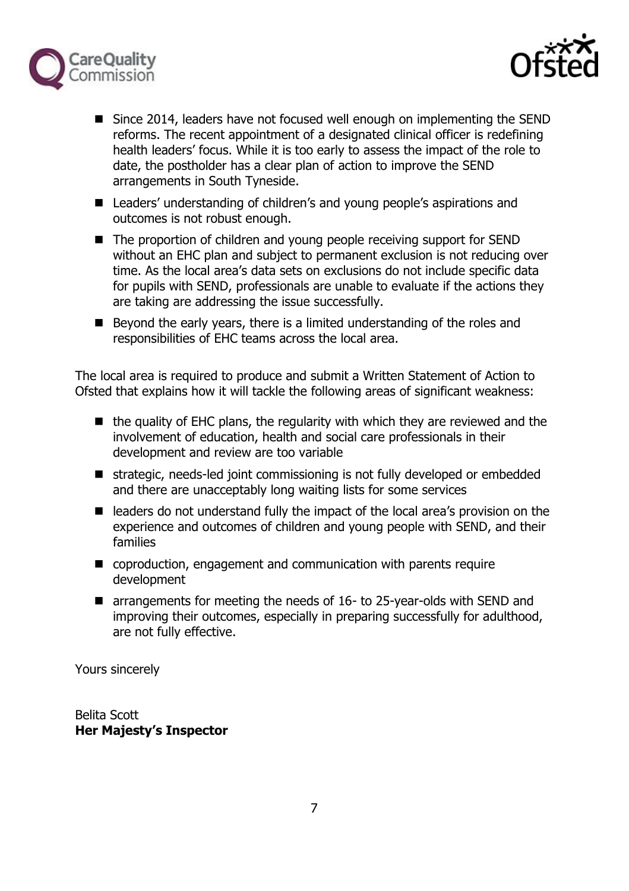- Since 2014, leaders have not focused well enough on implementing the SEND reforms. The recent appointment of a designated clinical officer is redefining health leaders' focus. While it is too early to assess the impact of the role to date, the postholder has a clear plan of action to improve the SEND arrangements in South Tyneside.
- Leaders' understanding of children's and young people's aspirations and outcomes is not robust enough.
- The proportion of children and young people receiving support for SEND without an EHC plan and subject to permanent exclusion is not reducing over time. As the local area's data sets on exclusions do not include specific data for pupils with SEND, professionals are unable to evaluate if the actions they are taking are addressing the issue successfully.
- Beyond the early years, there is a limited understanding of the roles and responsibilities of EHC teams across the local area.

The local area is required to produce and submit a Written Statement of Action to Ofsted that explains how it will tackle the following areas of significant weakness:

- the quality of EHC plans, the regularity with which they are reviewed and the involvement of education, health and social care professionals in their development and review are too variable
- strategic, needs-led joint commissioning is not fully developed or embedded and there are unacceptably long waiting lists for some services
- leaders do not understand fully the impact of the local area's provision on the experience and outcomes of children and young people with SEND, and their families
- coproduction, engagement and communication with parents require development
- arrangements for meeting the needs of 16- to 25-year-olds with SEND and improving their outcomes, especially in preparing successfully for adulthood, are not fully effective.

Yours sincerely

Belita Scott
**Her Majesty's Inspector**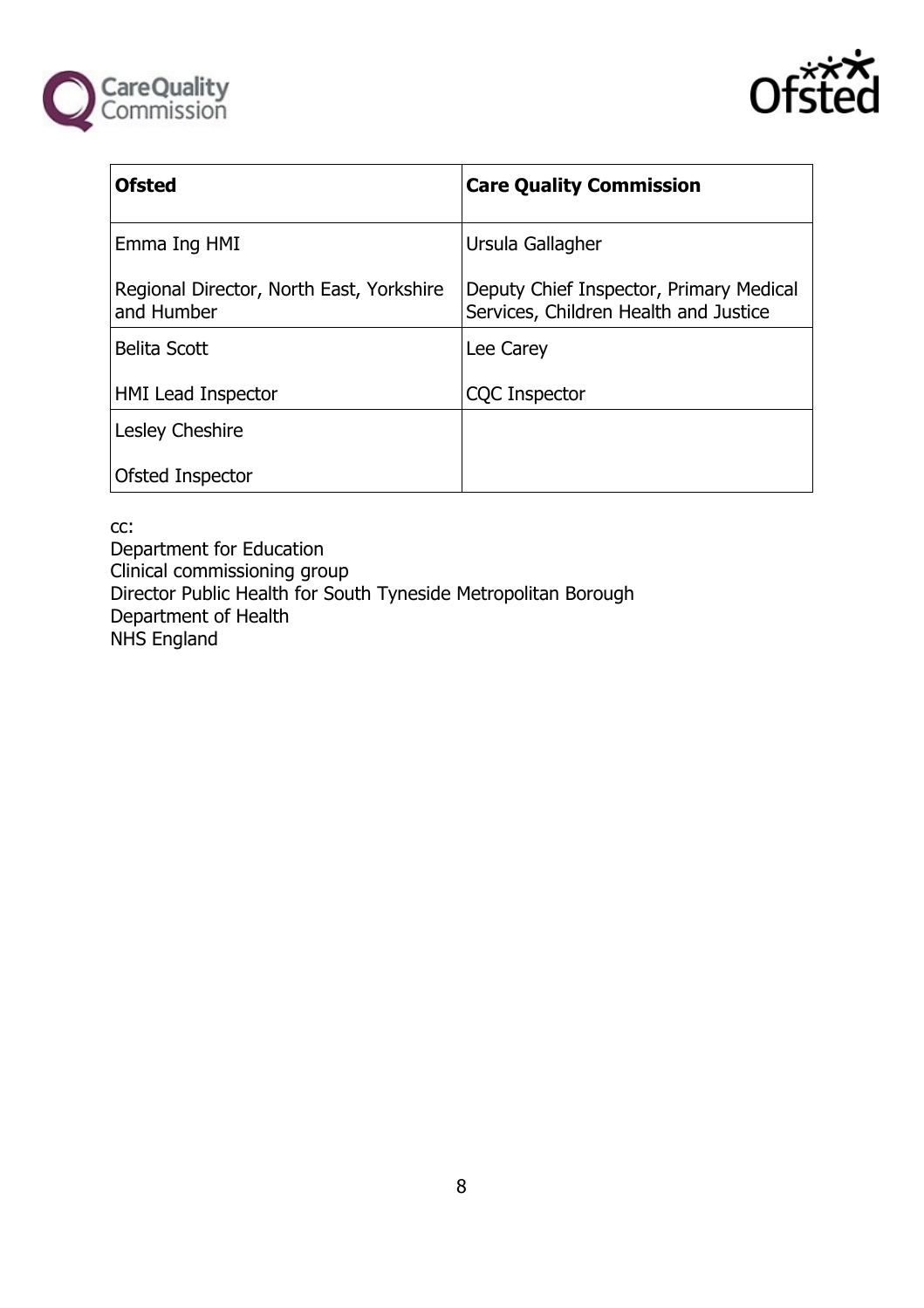| Ofsted | Care Quality Commission |
| --- | --- |
| Emma Ing HMI<br><br>Regional Director, North East, Yorkshire and Humber | Ursula Gallagher<br><br>Deputy Chief Inspector, Primary Medical Services, Children Health and Justice |
| Belita Scott<br><br>HMI Lead Inspector | Lee Carey<br><br>CQC Inspector |
| Lesley Cheshire<br><br>Ofsted Inspector | |

cc:
Department for Education
Clinical commissioning group
Director Public Health for South Tyneside Metropolitan Borough
Department of Health
NHS England